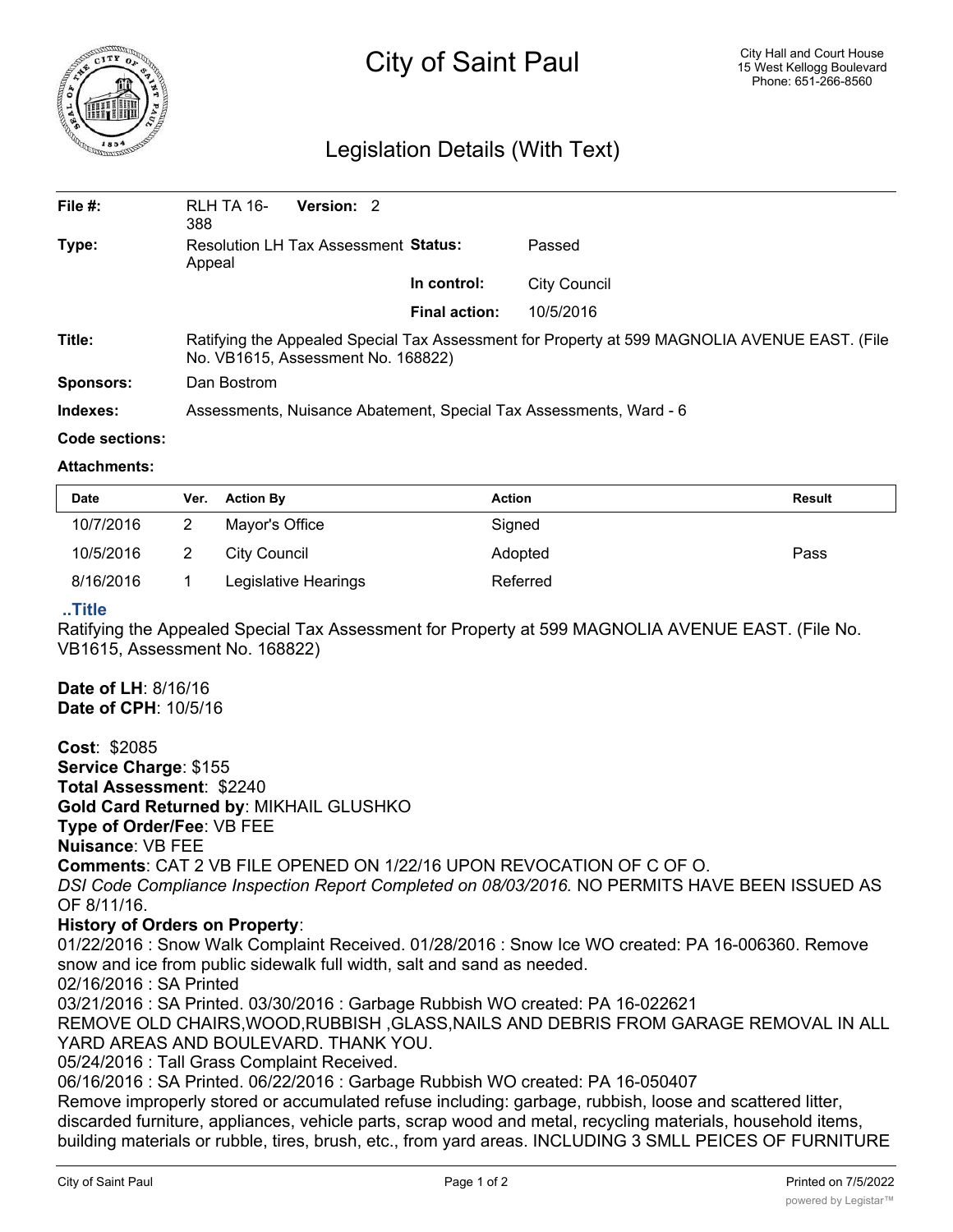# City of Saint Paul

City Hall and Court House
15 West Kellogg Boulevard
Phone: 651-266-8560

## Legislation Details (With Text)

| | | | |
|---|---|---|---|
| **File #:** | RLH TA 16-388 **Version:** 2 | | |
| **Type:** | Resolution LH Tax Assessment Appeal | **Status:** | Passed |
| | | **In control:** | City Council |
| | | **Final action:** | 10/5/2016 |
| **Title:** | Ratifying the Appealed Special Tax Assessment for Property at 599 MAGNOLIA AVENUE EAST. (File No. VB1615, Assessment No. 168822) | | |
| **Sponsors:** | Dan Bostrom | | |
| **Indexes:** | Assessments, Nuisance Abatement, Special Tax Assessments, Ward - 6 | | |
| **Code sections:** | | | |
| **Attachments:** | | | |

| Date | Ver. | Action By | Action | Result |
|---|---|---|---|---|
| 10/7/2016 | 2 | Mayor's Office | Signed | |
| 10/5/2016 | 2 | City Council | Adopted | Pass |
| 8/16/2016 | 1 | Legislative Hearings | Referred | |

**..Title**

Ratifying the Appealed Special Tax Assessment for Property at 599 MAGNOLIA AVENUE EAST. (File No. VB1615, Assessment No. 168822)

**Date of LH**: 8/16/16
**Date of CPH**: 10/5/16

**Cost**: $2085
**Service Charge**: $155
**Total Assessment**: $2240
**Gold Card Returned by**: MIKHAIL GLUSHKO
**Type of Order/Fee**: VB FEE
**Nuisance**: VB FEE
**Comments**: CAT 2 VB FILE OPENED ON 1/22/16 UPON REVOCATION OF C OF O.
*DSI Code Compliance Inspection Report Completed on 08/03/2016.* NO PERMITS HAVE BEEN ISSUED AS OF 8/11/16.
**History of Orders on Property**:
01/22/2016 : Snow Walk Complaint Received. 01/28/2016 : Snow Ice WO created: PA 16-006360. Remove snow and ice from public sidewalk full width, salt and sand as needed.
02/16/2016 : SA Printed
03/21/2016 : SA Printed. 03/30/2016 : Garbage Rubbish WO created: PA 16-022621
REMOVE OLD CHAIRS,WOOD,RUBBISH ,GLASS,NAILS AND DEBRIS FROM GARAGE REMOVAL IN ALL YARD AREAS AND BOULEVARD. THANK YOU.
05/24/2016 : Tall Grass Complaint Received.
06/16/2016 : SA Printed. 06/22/2016 : Garbage Rubbish WO created: PA 16-050407
Remove improperly stored or accumulated refuse including: garbage, rubbish, loose and scattered litter, discarded furniture, appliances, vehicle parts, scrap wood and metal, recycling materials, household items, building materials or rubble, tires, brush, etc., from yard areas. INCLUDING 3 SMLL PEICES OF FURNITURE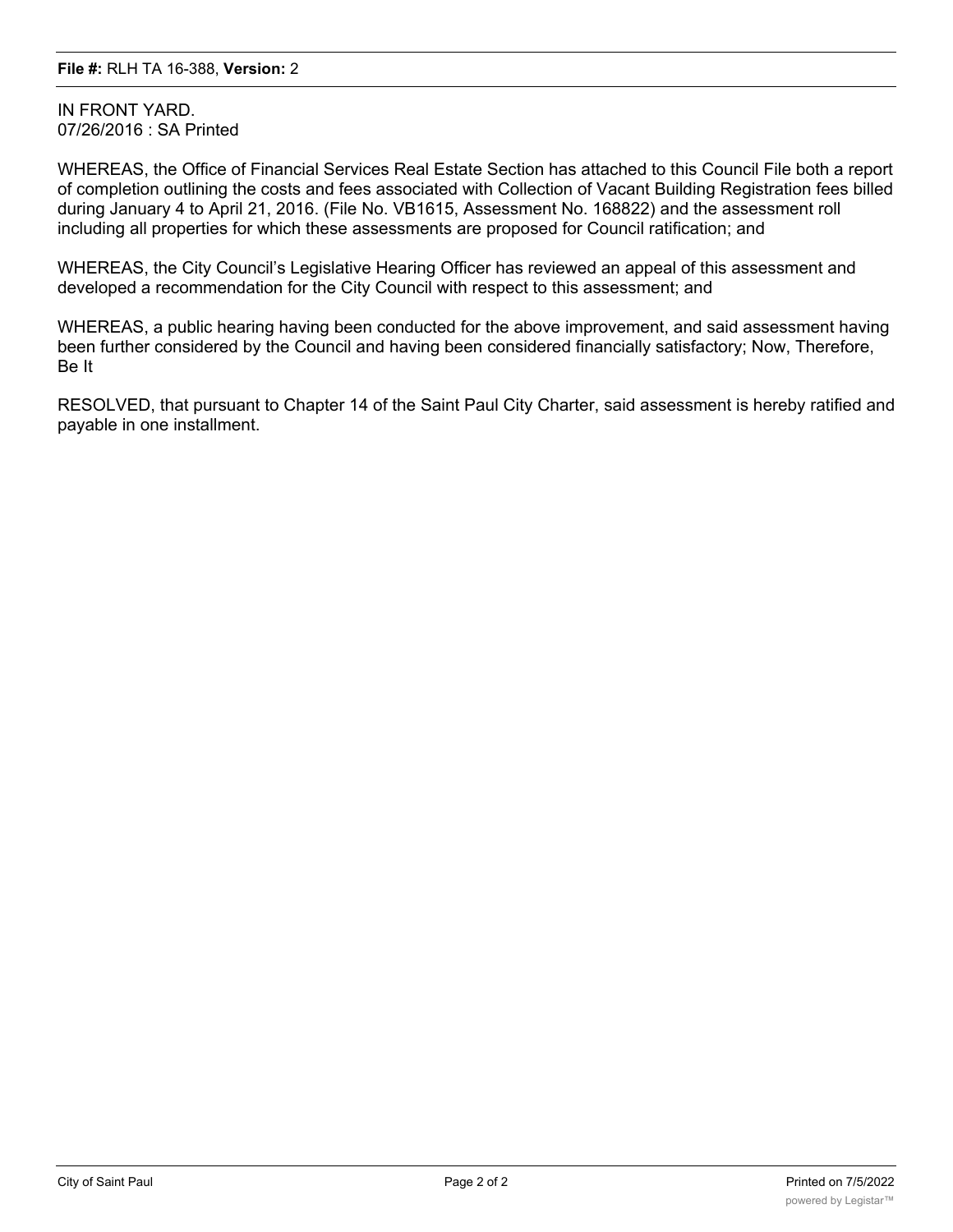IN FRONT YARD.
07/26/2016 : SA Printed

WHEREAS, the Office of Financial Services Real Estate Section has attached to this Council File both a report of completion outlining the costs and fees associated with Collection of Vacant Building Registration fees billed during January 4 to April 21, 2016. (File No. VB1615, Assessment No. 168822) and the assessment roll including all properties for which these assessments are proposed for Council ratification; and

WHEREAS, the City Council's Legislative Hearing Officer has reviewed an appeal of this assessment and developed a recommendation for the City Council with respect to this assessment; and

WHEREAS, a public hearing having been conducted for the above improvement, and said assessment having been further considered by the Council and having been considered financially satisfactory; Now, Therefore, Be It

RESOLVED, that pursuant to Chapter 14 of the Saint Paul City Charter, said assessment is hereby ratified and payable in one installment.